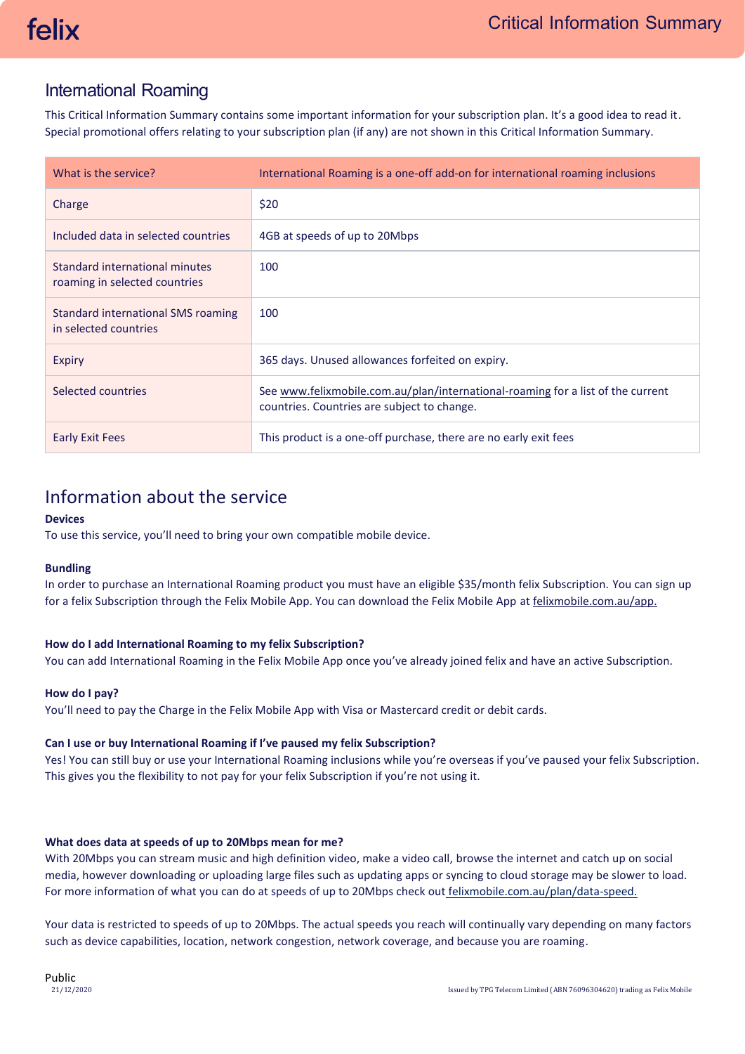# International Roaming

This Critical Information Summary contains some important information for your subscription plan. It's a good idea to read it. Special promotional offers relating to your subscription plan (if any) are not shown in this Critical Information Summary.

| What is the service? | International Roaming is a one-off add-on for international roaming inclusions |
|---|---|
| Charge | $20 |
| Included data in selected countries | 4GB at speeds of up to 20Mbps |
| Standard international minutes roaming in selected countries | 100 |
| Standard international SMS roaming in selected countries | 100 |
| Expiry | 365 days. Unused allowances forfeited on expiry. |
| Selected countries | See www.felixmobile.com.au/plan/international-roaming for a list of the current countries. Countries are subject to change. |
| Early Exit Fees | This product is a one-off purchase, there are no early exit fees |

## Information about the service

**Devices**

To use this service, you'll need to bring your own compatible mobile device.

**Bundling**

In order to purchase an International Roaming product you must have an eligible $35/month felix Subscription. You can sign up for a felix Subscription through the Felix Mobile App. You can download the Felix Mobile App at felixmobile.com.au/app.

**How do I add International Roaming to my felix Subscription?**

You can add International Roaming in the Felix Mobile App once you've already joined felix and have an active Subscription.

**How do I pay?**

You'll need to pay the Charge in the Felix Mobile App with Visa or Mastercard credit or debit cards.

**Can I use or buy International Roaming if I've paused my felix Subscription?**

Yes! You can still buy or use your International Roaming inclusions while you're overseas if you've paused your felix Subscription. This gives you the flexibility to not pay for your felix Subscription if you're not using it.

**What does data at speeds of up to 20Mbps mean for me?**

With 20Mbps you can stream music and high definition video, make a video call, browse the internet and catch up on social media, however downloading or uploading large files such as updating apps or syncing to cloud storage may be slower to load. For more information of what you can do at speeds of up to 20Mbps check out felixmobile.com.au/plan/data-speed.

Your data is restricted to speeds of up to 20Mbps. The actual speeds you reach will continually vary depending on many factors such as device capabilities, location, network congestion, network coverage, and because you are roaming.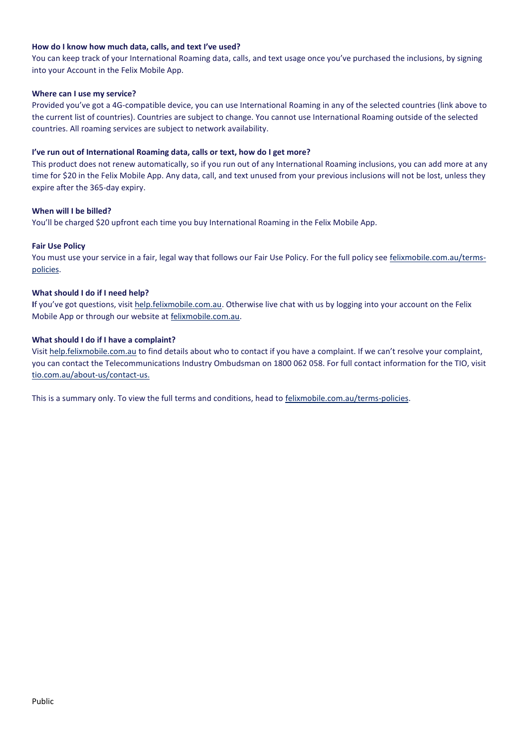**How do I know how much data, calls, and text I've used?**

You can keep track of your International Roaming data, calls, and text usage once you've purchased the inclusions, by signing into your Account in the Felix Mobile App.

**Where can I use my service?**

Provided you've got a 4G-compatible device, you can use International Roaming in any of the selected countries (link above to the current list of countries). Countries are subject to change. You cannot use International Roaming outside of the selected countries. All roaming services are subject to network availability.

**I've run out of International Roaming data, calls or text, how do I get more?**

This product does not renew automatically, so if you run out of any International Roaming inclusions, you can add more at any time for $20 in the Felix Mobile App. Any data, call, and text unused from your previous inclusions will not be lost, unless they expire after the 365-day expiry.

**When will I be billed?**

You'll be charged $20 upfront each time you buy International Roaming in the Felix Mobile App.

**Fair Use Policy**

You must use your service in a fair, legal way that follows our Fair Use Policy. For the full policy see [felixmobile.com.au/terms-policies](felixmobile.com.au/terms-policies).

**What should I do if I need help?**

If you've got questions, visit [help.felixmobile.com.au](help.felixmobile.com.au). Otherwise live chat with us by logging into your account on the Felix Mobile App or through our website at [felixmobile.com.au](felixmobile.com.au).

**What should I do if I have a complaint?**

Visit [help.felixmobile.com.au](help.felixmobile.com.au) to find details about who to contact if you have a complaint. If we can't resolve your complaint, you can contact the Telecommunications Industry Ombudsman on 1800 062 058. For full contact information for the TIO, visit [tio.com.au/about-us/contact-us.](tio.com.au/about-us/contact-us)

This is a summary only. To view the full terms and conditions, head to [felixmobile.com.au/terms-policies](felixmobile.com.au/terms-policies).